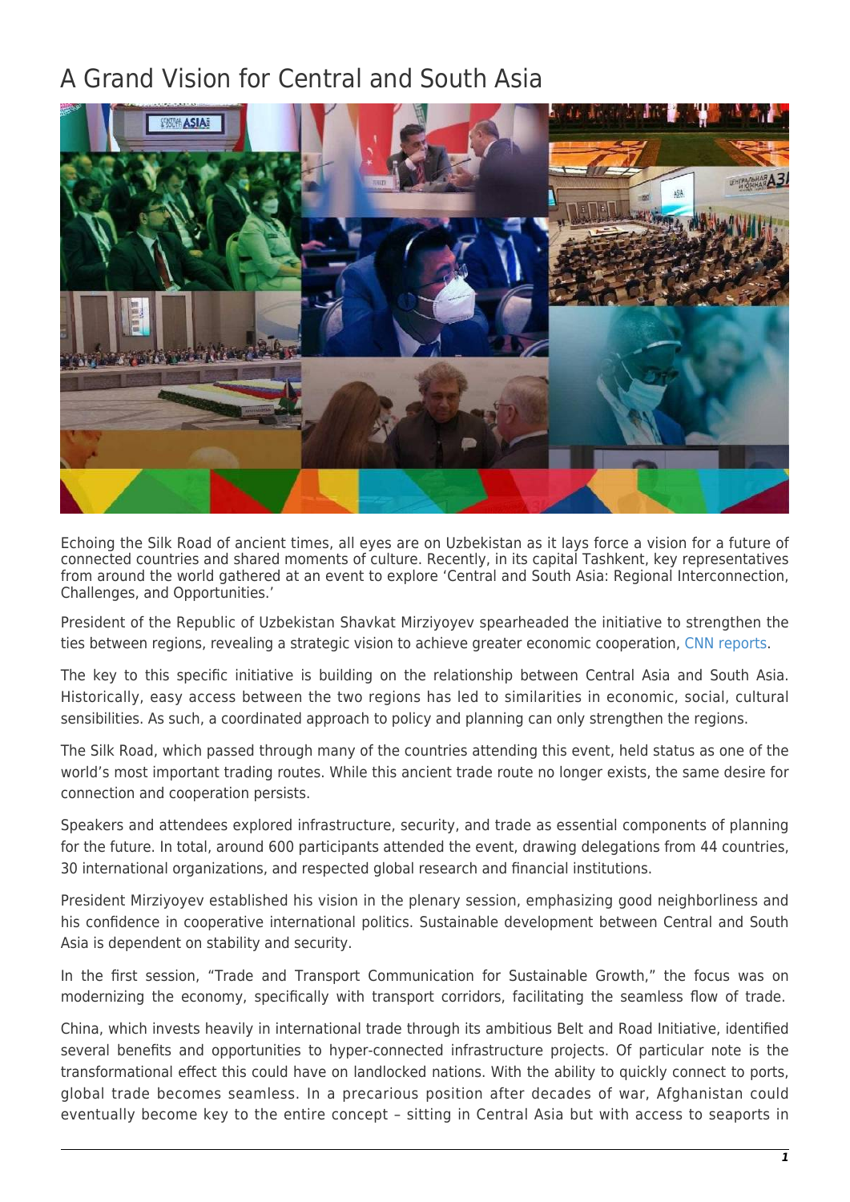# A Grand Vision for Central and South Asia

Echoing the Silk Road of ancient times, all eyes are on Uzbekistan as it lays force a vision for a future of connected countries and shared moments of culture. Recently, in its capital Tashkent, key representatives from around the world gathered at an event to explore 'Central and South Asia: Regional Interconnection, Challenges, and Opportunities.'

President of the Republic of Uzbekistan Shavkat Mirziyoyev spearheaded the initiative to strengthen the ties between regions, revealing a strategic vision to achieve greater economic cooperation, CNN reports.

The key to this specific initiative is building on the relationship between Central Asia and South Asia. Historically, easy access between the two regions has led to similarities in economic, social, cultural sensibilities. As such, a coordinated approach to policy and planning can only strengthen the regions.

The Silk Road, which passed through many of the countries attending this event, held status as one of the world's most important trading routes. While this ancient trade route no longer exists, the same desire for connection and cooperation persists.

Speakers and attendees explored infrastructure, security, and trade as essential components of planning for the future. In total, around 600 participants attended the event, drawing delegations from 44 countries, 30 international organizations, and respected global research and financial institutions.

President Mirziyoyev established his vision in the plenary session, emphasizing good neighborliness and his confidence in cooperative international politics. Sustainable development between Central and South Asia is dependent on stability and security.

In the first session, "Trade and Transport Communication for Sustainable Growth," the focus was on modernizing the economy, specifically with transport corridors, facilitating the seamless flow of trade.

China, which invests heavily in international trade through its ambitious Belt and Road Initiative, identified several benefits and opportunities to hyper-connected infrastructure projects. Of particular note is the transformational effect this could have on landlocked nations. With the ability to quickly connect to ports, global trade becomes seamless. In a precarious position after decades of war, Afghanistan could eventually become key to the entire concept – sitting in Central Asia but with access to seaports in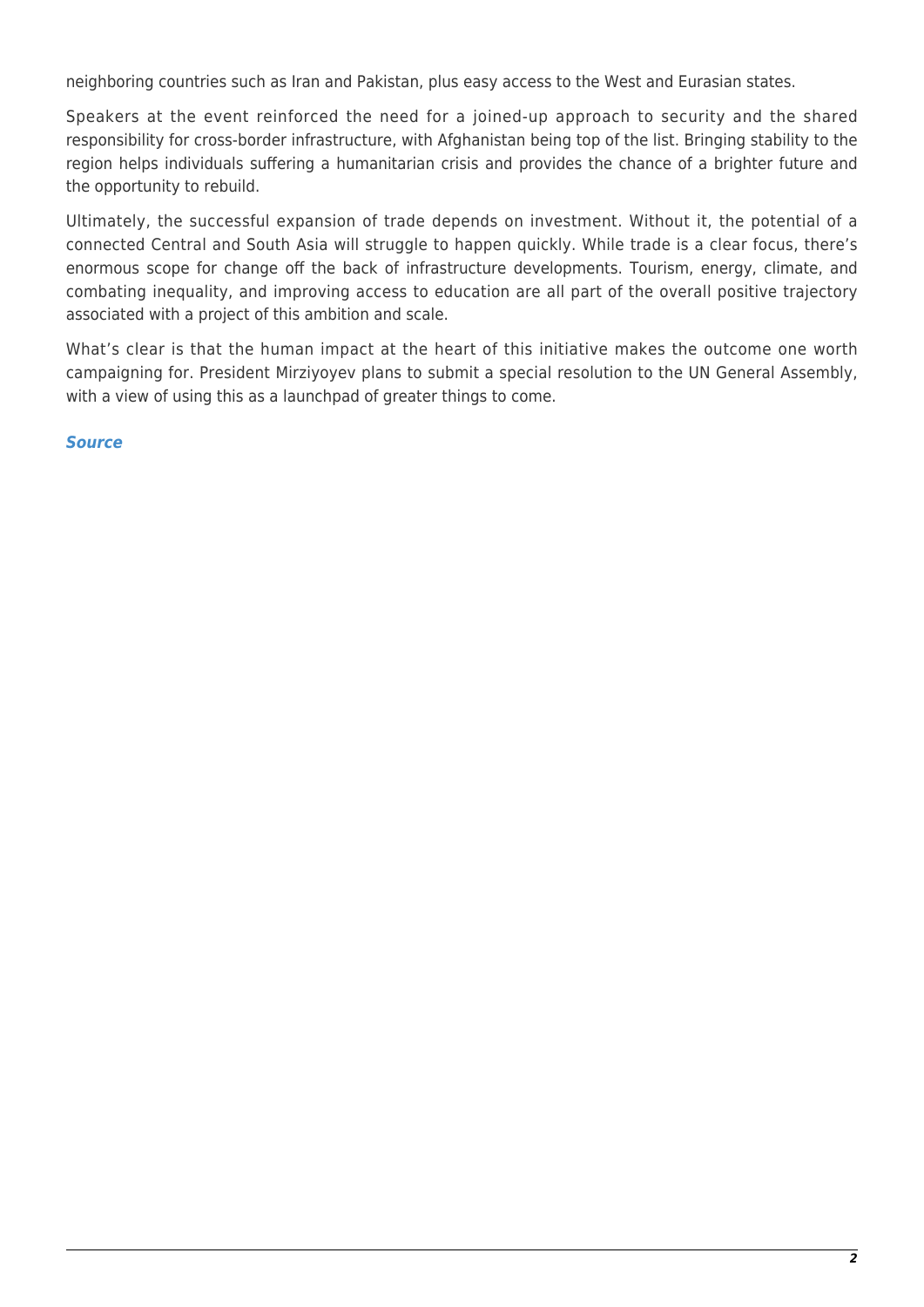neighboring countries such as Iran and Pakistan, plus easy access to the West and Eurasian states.

Speakers at the event reinforced the need for a joined-up approach to security and the shared responsibility for cross-border infrastructure, with Afghanistan being top of the list. Bringing stability to the region helps individuals suffering a humanitarian crisis and provides the chance of a brighter future and the opportunity to rebuild.

Ultimately, the successful expansion of trade depends on investment. Without it, the potential of a connected Central and South Asia will struggle to happen quickly. While trade is a clear focus, there's enormous scope for change off the back of infrastructure developments. Tourism, energy, climate, and combating inequality, and improving access to education are all part of the overall positive trajectory associated with a project of this ambition and scale.

What's clear is that the human impact at the heart of this initiative makes the outcome one worth campaigning for. President Mirziyoyev plans to submit a special resolution to the UN General Assembly, with a view of using this as a launchpad of greater things to come.

***Source***